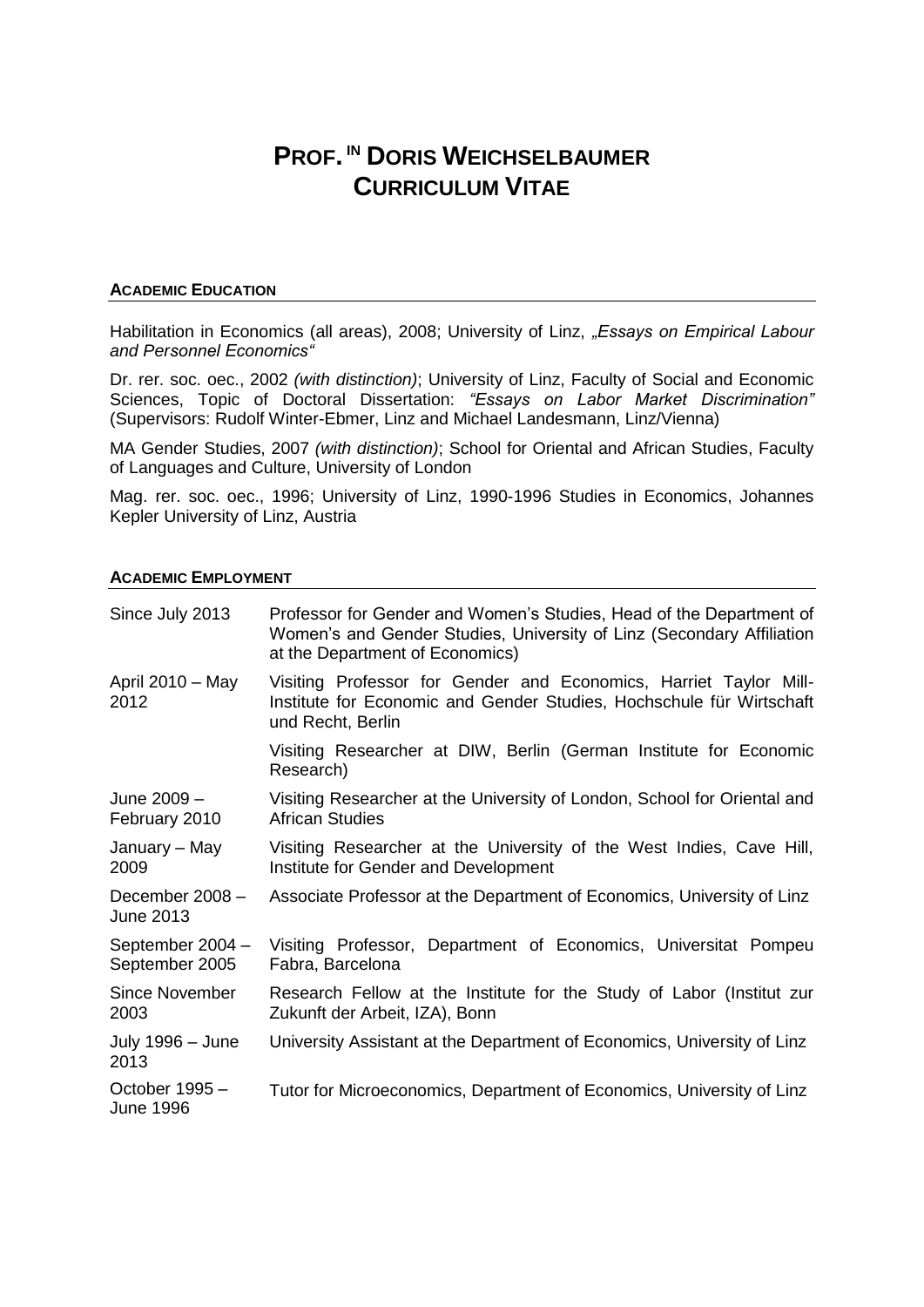# PROF.^IN DORIS WEICHSELBAUMER
# CURRICULUM VITAE

## ACADEMIC EDUCATION

Habilitation in Economics (all areas), 2008; University of Linz, *„Essays on Empirical Labour and Personnel Economics"*

Dr. rer. soc. oec., 2002 *(with distinction)*; University of Linz, Faculty of Social and Economic Sciences, Topic of Doctoral Dissertation: *"Essays on Labor Market Discrimination"* (Supervisors: Rudolf Winter-Ebmer, Linz and Michael Landesmann, Linz/Vienna)

MA Gender Studies, 2007 *(with distinction)*; School for Oriental and African Studies, Faculty of Languages and Culture, University of London

Mag. rer. soc. oec., 1996; University of Linz, 1990-1996 Studies in Economics, Johannes Kepler University of Linz, Austria

## ACADEMIC EMPLOYMENT

| | |
|---|---|
| Since July 2013 | Professor for Gender and Women's Studies, Head of the Department of Women's and Gender Studies, University of Linz (Secondary Affiliation at the Department of Economics) |
| April 2010 – May 2012 | Visiting Professor for Gender and Economics, Harriet Taylor Mill-Institute for Economic and Gender Studies, Hochschule für Wirtschaft und Recht, Berlin |
| | Visiting Researcher at DIW, Berlin (German Institute for Economic Research) |
| June 2009 – February 2010 | Visiting Researcher at the University of London, School for Oriental and African Studies |
| January – May 2009 | Visiting Researcher at the University of the West Indies, Cave Hill, Institute for Gender and Development |
| December 2008 – June 2013 | Associate Professor at the Department of Economics, University of Linz |
| September 2004 – September 2005 | Visiting Professor, Department of Economics, Universitat Pompeu Fabra, Barcelona |
| Since November 2003 | Research Fellow at the Institute for the Study of Labor (Institut zur Zukunft der Arbeit, IZA), Bonn |
| July 1996 – June 2013 | University Assistant at the Department of Economics, University of Linz |
| October 1995 – June 1996 | Tutor for Microeconomics, Department of Economics, University of Linz |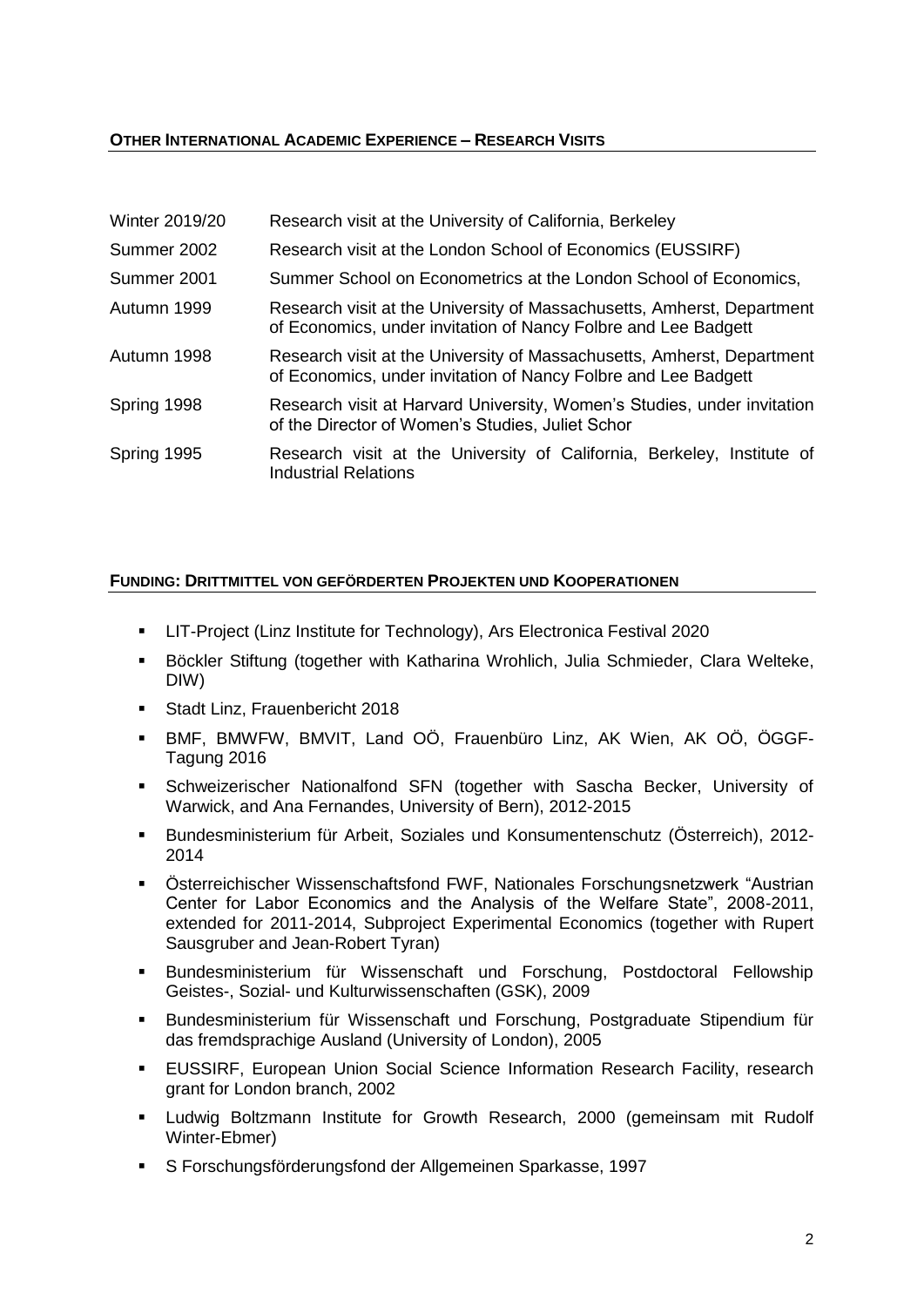## Other International Academic Experience – Research Visits

| | |
|---|---|
| Winter 2019/20 | Research visit at the University of California, Berkeley |
| Summer 2002 | Research visit at the London School of Economics (EUSSIRF) |
| Summer 2001 | Summer School on Econometrics at the London School of Economics, |
| Autumn 1999 | Research visit at the University of Massachusetts, Amherst, Department of Economics, under invitation of Nancy Folbre and Lee Badgett |
| Autumn 1998 | Research visit at the University of Massachusetts, Amherst, Department of Economics, under invitation of Nancy Folbre and Lee Badgett |
| Spring 1998 | Research visit at Harvard University, Women's Studies, under invitation of the Director of Women's Studies, Juliet Schor |
| Spring 1995 | Research visit at the University of California, Berkeley, Institute of Industrial Relations |

## Funding: Drittmittel von geförderten Projekten und Kooperationen

- LIT-Project (Linz Institute for Technology), Ars Electronica Festival 2020
- Böckler Stiftung (together with Katharina Wrohlich, Julia Schmieder, Clara Welteke, DIW)
- Stadt Linz, Frauenbericht 2018
- BMF, BMWFW, BMVIT, Land OÖ, Frauenbüro Linz, AK Wien, AK OÖ, ÖGGF-Tagung 2016
- Schweizerischer Nationalfond SFN (together with Sascha Becker, University of Warwick, and Ana Fernandes, University of Bern), 2012-2015
- Bundesministerium für Arbeit, Soziales und Konsumentenschutz (Österreich), 2012-2014
- Österreichischer Wissenschaftsfond FWF, Nationales Forschungsnetzwerk "Austrian Center for Labor Economics and the Analysis of the Welfare State", 2008-2011, extended for 2011-2014, Subproject Experimental Economics (together with Rupert Sausgruber and Jean-Robert Tyran)
- Bundesministerium für Wissenschaft und Forschung, Postdoctoral Fellowship Geistes-, Sozial- und Kulturwissenschaften (GSK), 2009
- Bundesministerium für Wissenschaft und Forschung, Postgraduate Stipendium für das fremdsprachige Ausland (University of London), 2005
- EUSSIRF, European Union Social Science Information Research Facility, research grant for London branch, 2002
- Ludwig Boltzmann Institute for Growth Research, 2000 (gemeinsam mit Rudolf Winter-Ebmer)
- S Forschungsförderungsfond der Allgemeinen Sparkasse, 1997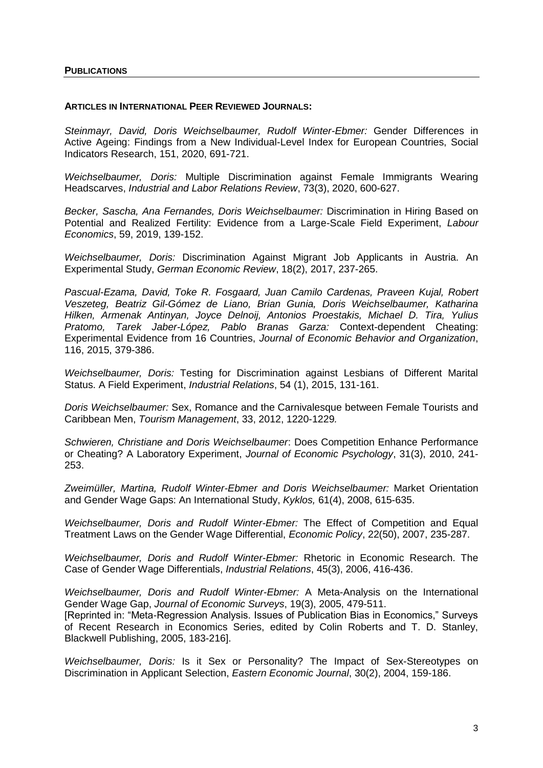## PUBLICATIONS

### ARTICLES IN INTERNATIONAL PEER REVIEWED JOURNALS:

*Steinmayr, David, Doris Weichselbaumer, Rudolf Winter-Ebmer:* Gender Differences in Active Ageing: Findings from a New Individual-Level Index for European Countries, Social Indicators Research, 151, 2020, 691-721.

*Weichselbaumer, Doris:* Multiple Discrimination against Female Immigrants Wearing Headscarves, *Industrial and Labor Relations Review*, 73(3), 2020, 600-627.

*Becker, Sascha, Ana Fernandes, Doris Weichselbaumer:* Discrimination in Hiring Based on Potential and Realized Fertility: Evidence from a Large-Scale Field Experiment, *Labour Economics*, 59, 2019, 139-152.

*Weichselbaumer, Doris:* Discrimination Against Migrant Job Applicants in Austria. An Experimental Study, *German Economic Review*, 18(2), 2017, 237-265.

*Pascual-Ezama, David, Toke R. Fosgaard, Juan Camilo Cardenas, Praveen Kujal, Robert Veszeteg, Beatriz Gil-Gómez de Liano, Brian Gunia, Doris Weichselbaumer, Katharina Hilken, Armenak Antinyan, Joyce Delnoij, Antonios Proestakis, Michael D. Tira, Yulius Pratomo, Tarek Jaber-López, Pablo Branas Garza:* Context-dependent Cheating: Experimental Evidence from 16 Countries, *Journal of Economic Behavior and Organization*, 116, 2015, 379-386.

*Weichselbaumer, Doris:* Testing for Discrimination against Lesbians of Different Marital Status. A Field Experiment, *Industrial Relations*, 54 (1), 2015, 131-161.

*Doris Weichselbaumer:* Sex, Romance and the Carnivalesque between Female Tourists and Caribbean Men, *Tourism Management*, 33, 2012, 1220-1229*.*

*Schwieren, Christiane and Doris Weichselbaumer*: Does Competition Enhance Performance or Cheating? A Laboratory Experiment, *Journal of Economic Psychology*, 31(3), 2010, 241-253.

*Zweimüller, Martina, Rudolf Winter-Ebmer and Doris Weichselbaumer:* Market Orientation and Gender Wage Gaps: An International Study, *Kyklos,* 61(4), 2008, 615-635.

*Weichselbaumer, Doris and Rudolf Winter-Ebmer:* The Effect of Competition and Equal Treatment Laws on the Gender Wage Differential, *Economic Policy*, 22(50), 2007, 235-287.

*Weichselbaumer, Doris and Rudolf Winter-Ebmer:* Rhetoric in Economic Research. The Case of Gender Wage Differentials, *Industrial Relations*, 45(3), 2006, 416-436.

*Weichselbaumer, Doris and Rudolf Winter-Ebmer:* A Meta-Analysis on the International Gender Wage Gap, *Journal of Economic Surveys*, 19(3), 2005, 479-511.
[Reprinted in: "Meta-Regression Analysis. Issues of Publication Bias in Economics," Surveys of Recent Research in Economics Series, edited by Colin Roberts and T. D. Stanley, Blackwell Publishing, 2005, 183-216].

*Weichselbaumer, Doris:* Is it Sex or Personality? The Impact of Sex-Stereotypes on Discrimination in Applicant Selection, *Eastern Economic Journal*, 30(2), 2004, 159-186.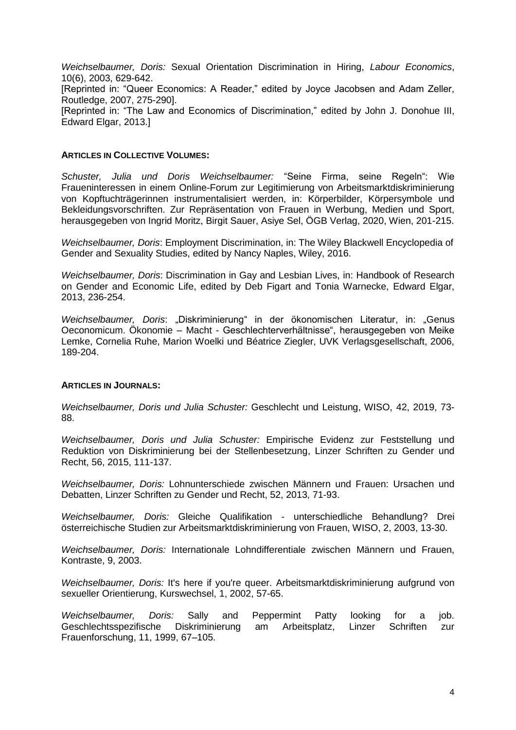*Weichselbaumer, Doris:* Sexual Orientation Discrimination in Hiring, *Labour Economics*, 10(6), 2003, 629-642.
[Reprinted in: "Queer Economics: A Reader," edited by Joyce Jacobsen and Adam Zeller, Routledge, 2007, 275-290].
[Reprinted in: "The Law and Economics of Discrimination," edited by John J. Donohue III, Edward Elgar, 2013.]

**ARTICLES IN COLLECTIVE VOLUMES:**

*Schuster, Julia und Doris Weichselbaumer:* "Seine Firma, seine Regeln": Wie Fraueninteressen in einem Online-Forum zur Legitimierung von Arbeitsmarktdiskriminierung von Kopftuchträgerinnen instrumentalisiert werden, in: Körperbilder, Körpersymbole und Bekleidungsvorschriften. Zur Repräsentation von Frauen in Werbung, Medien und Sport, herausgegeben von Ingrid Moritz, Birgit Sauer, Asiye Sel, ÖGB Verlag, 2020, Wien, 201-215.

*Weichselbaumer, Doris*: Employment Discrimination, in: The Wiley Blackwell Encyclopedia of Gender and Sexuality Studies, edited by Nancy Naples, Wiley, 2016.

*Weichselbaumer, Doris*: Discrimination in Gay and Lesbian Lives, in: Handbook of Research on Gender and Economic Life, edited by Deb Figart and Tonia Warnecke, Edward Elgar, 2013, 236-254.

*Weichselbaumer, Doris*: „Diskriminierung" in der ökonomischen Literatur, in: „Genus Oeconomicum. Ökonomie – Macht - Geschlechterverhältnisse", herausgegeben von Meike Lemke, Cornelia Ruhe, Marion Woelki und Béatrice Ziegler, UVK Verlagsgesellschaft, 2006, 189-204.

**ARTICLES IN JOURNALS:**

*Weichselbaumer, Doris und Julia Schuster:* Geschlecht und Leistung, WISO, 42, 2019, 73-88.

*Weichselbaumer, Doris und Julia Schuster:* Empirische Evidenz zur Feststellung und Reduktion von Diskriminierung bei der Stellenbesetzung, Linzer Schriften zu Gender und Recht, 56, 2015, 111-137.

*Weichselbaumer, Doris:* Lohnunterschiede zwischen Männern und Frauen: Ursachen und Debatten, Linzer Schriften zu Gender und Recht, 52, 2013, 71-93.

*Weichselbaumer, Doris:* Gleiche Qualifikation - unterschiedliche Behandlung? Drei österreichische Studien zur Arbeitsmarktdiskriminierung von Frauen, WISO, 2, 2003, 13-30.

*Weichselbaumer, Doris:* Internationale Lohndifferentiale zwischen Männern und Frauen, Kontraste, 9, 2003.

*Weichselbaumer, Doris:* It's here if you're queer. Arbeitsmarktdiskriminierung aufgrund von sexueller Orientierung, Kurswechsel, 1, 2002, 57-65.

*Weichselbaumer, Doris:* Sally and Peppermint Patty looking for a job. Geschlechtsspezifische Diskriminierung am Arbeitsplatz, Linzer Schriften zur Frauenforschung, 11, 1999, 67–105.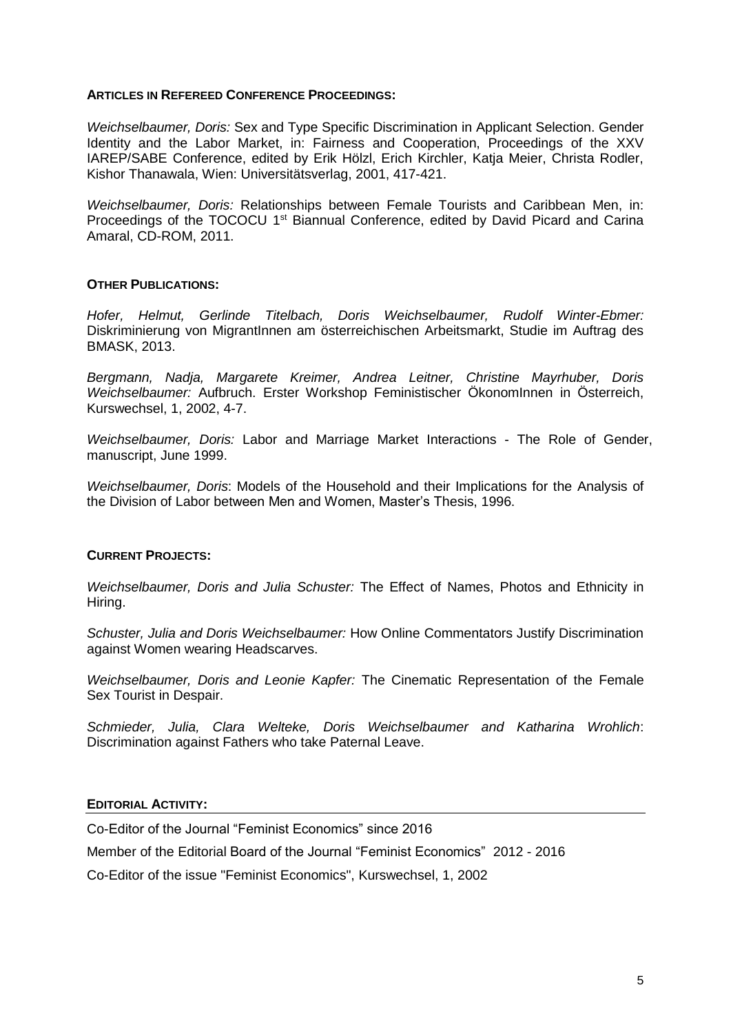**ARTICLES IN REFEREED CONFERENCE PROCEEDINGS:**

*Weichselbaumer, Doris:* Sex and Type Specific Discrimination in Applicant Selection. Gender Identity and the Labor Market, in: Fairness and Cooperation, Proceedings of the XXV IAREP/SABE Conference, edited by Erik Hölzl, Erich Kirchler, Katja Meier, Christa Rodler, Kishor Thanawala, Wien: Universitätsverlag, 2001, 417-421.

*Weichselbaumer, Doris:* Relationships between Female Tourists and Caribbean Men, in: Proceedings of the TOCOCU 1st Biannual Conference, edited by David Picard and Carina Amaral, CD-ROM, 2011.

**OTHER PUBLICATIONS:**

*Hofer, Helmut, Gerlinde Titelbach, Doris Weichselbaumer, Rudolf Winter-Ebmer:* Diskriminierung von MigrantInnen am österreichischen Arbeitsmarkt, Studie im Auftrag des BMASK, 2013.

*Bergmann, Nadja, Margarete Kreimer, Andrea Leitner, Christine Mayrhuber, Doris Weichselbaumer:* Aufbruch. Erster Workshop Feministischer ÖkonomInnen in Österreich, Kurswechsel, 1, 2002, 4-7.

*Weichselbaumer, Doris:* Labor and Marriage Market Interactions - The Role of Gender, manuscript, June 1999.

*Weichselbaumer, Doris*: Models of the Household and their Implications for the Analysis of the Division of Labor between Men and Women, Master's Thesis, 1996.

**CURRENT PROJECTS:**

*Weichselbaumer, Doris and Julia Schuster:* The Effect of Names, Photos and Ethnicity in Hiring.

*Schuster, Julia and Doris Weichselbaumer:* How Online Commentators Justify Discrimination against Women wearing Headscarves.

*Weichselbaumer, Doris and Leonie Kapfer:* The Cinematic Representation of the Female Sex Tourist in Despair.

*Schmieder, Julia, Clara Welteke, Doris Weichselbaumer and Katharina Wrohlich*: Discrimination against Fathers who take Paternal Leave.

**EDITORIAL ACTIVITY:**

Co-Editor of the Journal "Feminist Economics" since 2016

Member of the Editorial Board of the Journal "Feminist Economics" 2012 - 2016

Co-Editor of the issue "Feminist Economics", Kurswechsel, 1, 2002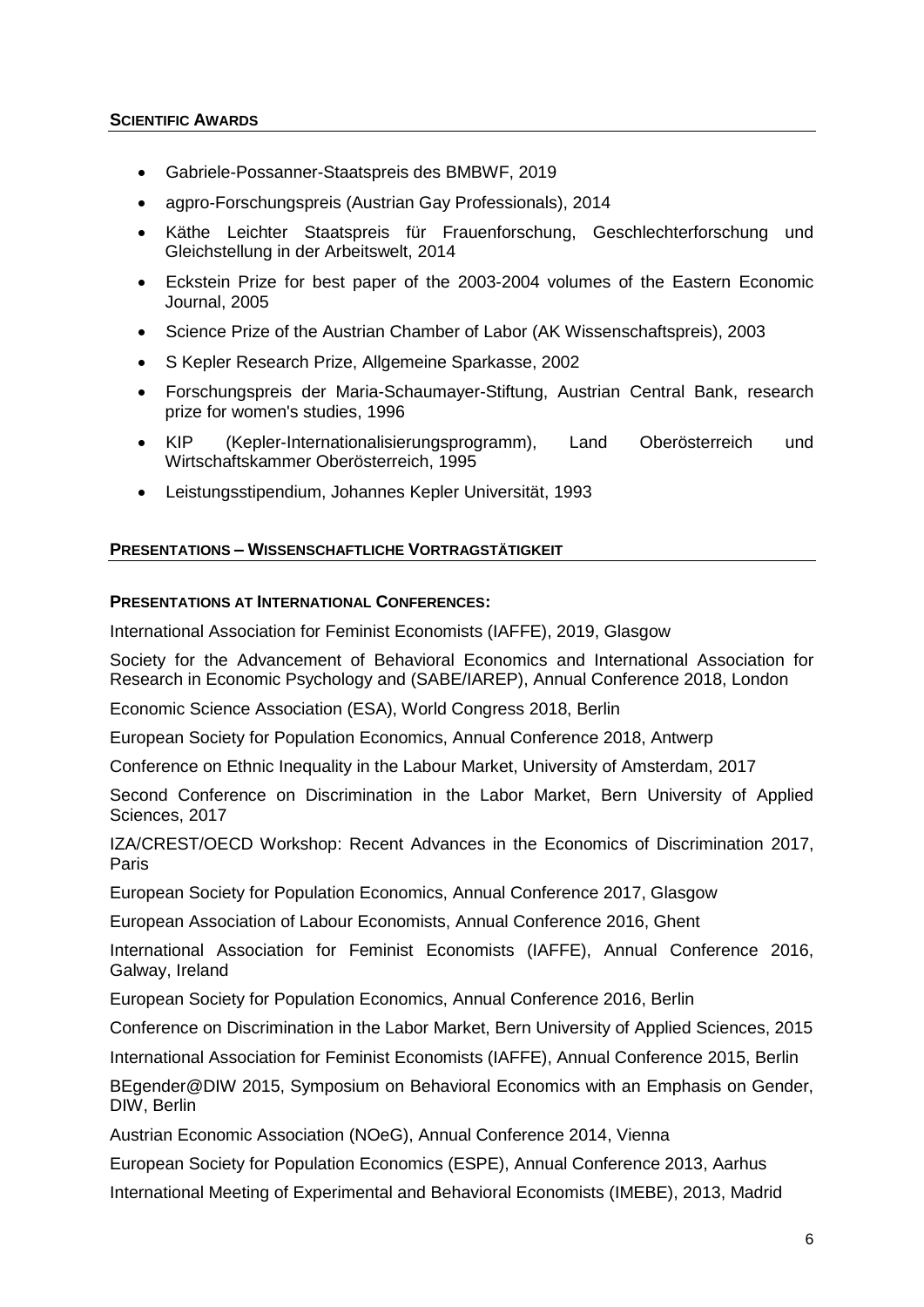## SCIENTIFIC AWARDS

- Gabriele-Possanner-Staatspreis des BMBWF, 2019
- agpro-Forschungspreis (Austrian Gay Professionals), 2014
- Käthe Leichter Staatspreis für Frauenforschung, Geschlechterforschung und Gleichstellung in der Arbeitswelt, 2014
- Eckstein Prize for best paper of the 2003-2004 volumes of the Eastern Economic Journal, 2005
- Science Prize of the Austrian Chamber of Labor (AK Wissenschaftspreis), 2003
- S Kepler Research Prize, Allgemeine Sparkasse, 2002
- Forschungspreis der Maria-Schaumayer-Stiftung, Austrian Central Bank, research prize for women's studies, 1996
- KIP (Kepler-Internationalisierungsprogramm), Land Oberösterreich und Wirtschaftskammer Oberösterreich, 1995
- Leistungsstipendium, Johannes Kepler Universität, 1993

## PRESENTATIONS – WISSENSCHAFTLICHE VORTRAGSTÄTIGKEIT

### PRESENTATIONS AT INTERNATIONAL CONFERENCES:

International Association for Feminist Economists (IAFFE), 2019, Glasgow

Society for the Advancement of Behavioral Economics and International Association for Research in Economic Psychology and (SABE/IAREP), Annual Conference 2018, London

Economic Science Association (ESA), World Congress 2018, Berlin

European Society for Population Economics, Annual Conference 2018, Antwerp

Conference on Ethnic Inequality in the Labour Market, University of Amsterdam, 2017

Second Conference on Discrimination in the Labor Market, Bern University of Applied Sciences, 2017

IZA/CREST/OECD Workshop: Recent Advances in the Economics of Discrimination 2017, Paris

European Society for Population Economics, Annual Conference 2017, Glasgow

European Association of Labour Economists, Annual Conference 2016, Ghent

International Association for Feminist Economists (IAFFE), Annual Conference 2016, Galway, Ireland

European Society for Population Economics, Annual Conference 2016, Berlin

Conference on Discrimination in the Labor Market, Bern University of Applied Sciences, 2015

International Association for Feminist Economists (IAFFE), Annual Conference 2015, Berlin

BEgender@DIW 2015, Symposium on Behavioral Economics with an Emphasis on Gender, DIW, Berlin

Austrian Economic Association (NOeG), Annual Conference 2014, Vienna

European Society for Population Economics (ESPE), Annual Conference 2013, Aarhus

International Meeting of Experimental and Behavioral Economists (IMEBE), 2013, Madrid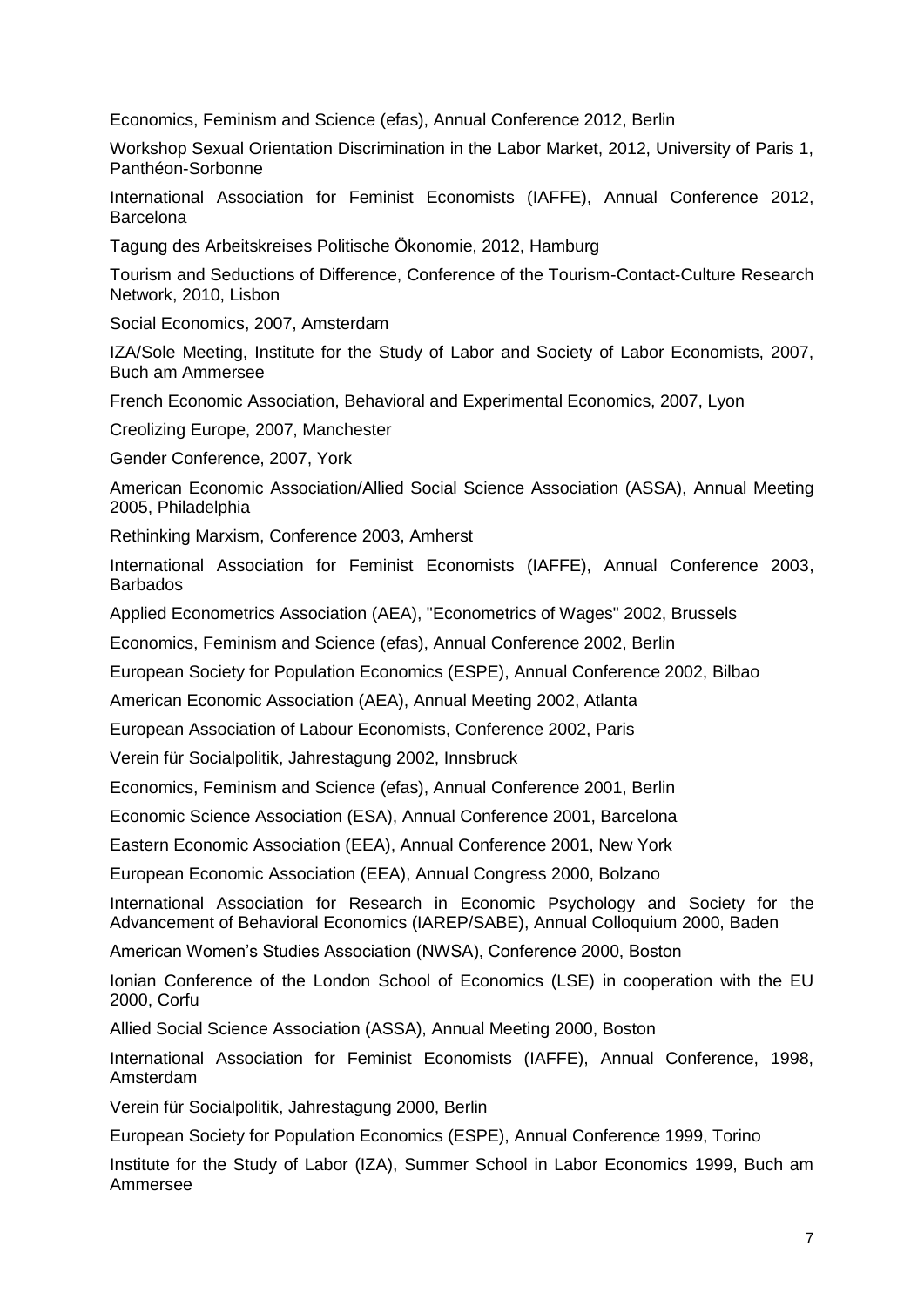Economics, Feminism and Science (efas), Annual Conference 2012, Berlin

Workshop Sexual Orientation Discrimination in the Labor Market, 2012, University of Paris 1, Panthéon-Sorbonne

International Association for Feminist Economists (IAFFE), Annual Conference 2012, Barcelona

Tagung des Arbeitskreises Politische Ökonomie, 2012, Hamburg

Tourism and Seductions of Difference, Conference of the Tourism-Contact-Culture Research Network, 2010, Lisbon

Social Economics, 2007, Amsterdam

IZA/Sole Meeting, Institute for the Study of Labor and Society of Labor Economists, 2007, Buch am Ammersee

French Economic Association, Behavioral and Experimental Economics, 2007, Lyon

Creolizing Europe, 2007, Manchester

Gender Conference, 2007, York

American Economic Association/Allied Social Science Association (ASSA), Annual Meeting 2005, Philadelphia

Rethinking Marxism, Conference 2003, Amherst

International Association for Feminist Economists (IAFFE), Annual Conference 2003, Barbados

Applied Econometrics Association (AEA), "Econometrics of Wages" 2002, Brussels

Economics, Feminism and Science (efas), Annual Conference 2002, Berlin

European Society for Population Economics (ESPE), Annual Conference 2002, Bilbao

American Economic Association (AEA), Annual Meeting 2002, Atlanta

European Association of Labour Economists, Conference 2002, Paris

Verein für Socialpolitik, Jahrestagung 2002, Innsbruck

Economics, Feminism and Science (efas), Annual Conference 2001, Berlin

Economic Science Association (ESA), Annual Conference 2001, Barcelona

Eastern Economic Association (EEA), Annual Conference 2001, New York

European Economic Association (EEA), Annual Congress 2000, Bolzano

International Association for Research in Economic Psychology and Society for the Advancement of Behavioral Economics (IAREP/SABE), Annual Colloquium 2000, Baden

American Women's Studies Association (NWSA), Conference 2000, Boston

Ionian Conference of the London School of Economics (LSE) in cooperation with the EU 2000, Corfu

Allied Social Science Association (ASSA), Annual Meeting 2000, Boston

International Association for Feminist Economists (IAFFE), Annual Conference, 1998, Amsterdam

Verein für Socialpolitik, Jahrestagung 2000, Berlin

European Society for Population Economics (ESPE), Annual Conference 1999, Torino

Institute for the Study of Labor (IZA), Summer School in Labor Economics 1999, Buch am Ammersee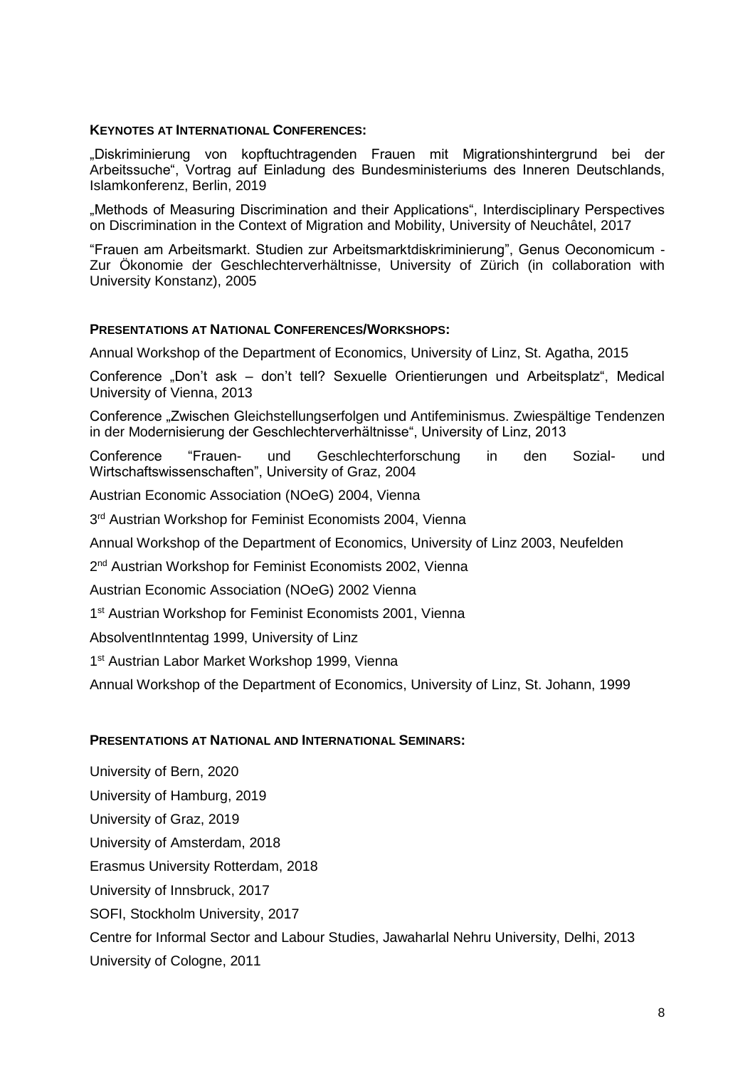**KEYNOTES AT INTERNATIONAL CONFERENCES:**

„Diskriminierung von kopftuchtragenden Frauen mit Migrationshintergrund bei der Arbeitssuche", Vortrag auf Einladung des Bundesministeriums des Inneren Deutschlands, Islamkonferenz, Berlin, 2019

„Methods of Measuring Discrimination and their Applications", Interdisciplinary Perspectives on Discrimination in the Context of Migration and Mobility, University of Neuchâtel, 2017

"Frauen am Arbeitsmarkt. Studien zur Arbeitsmarktdiskriminierung", Genus Oeconomicum - Zur Ökonomie der Geschlechterverhältnisse, University of Zürich (in collaboration with University Konstanz), 2005

**PRESENTATIONS AT NATIONAL CONFERENCES/WORKSHOPS:**

Annual Workshop of the Department of Economics, University of Linz, St. Agatha, 2015

Conference „Don't ask – don't tell? Sexuelle Orientierungen und Arbeitsplatz", Medical University of Vienna, 2013

Conference „Zwischen Gleichstellungserfolgen und Antifeminismus. Zwiespältige Tendenzen in der Modernisierung der Geschlechterverhältnisse", University of Linz, 2013

Conference "Frauen- und Geschlechterforschung in den Sozial- und Wirtschaftswissenschaften", University of Graz, 2004

Austrian Economic Association (NOeG) 2004, Vienna

3rd Austrian Workshop for Feminist Economists 2004, Vienna

Annual Workshop of the Department of Economics, University of Linz 2003, Neufelden

2nd Austrian Workshop for Feminist Economists 2002, Vienna

Austrian Economic Association (NOeG) 2002 Vienna

1st Austrian Workshop for Feminist Economists 2001, Vienna

AbsolventInntentag 1999, University of Linz

1st Austrian Labor Market Workshop 1999, Vienna

Annual Workshop of the Department of Economics, University of Linz, St. Johann, 1999

**PRESENTATIONS AT NATIONAL AND INTERNATIONAL SEMINARS:**

University of Bern, 2020

University of Hamburg, 2019

University of Graz, 2019

University of Amsterdam, 2018

Erasmus University Rotterdam, 2018

University of Innsbruck, 2017

SOFI, Stockholm University, 2017

Centre for Informal Sector and Labour Studies, Jawaharlal Nehru University, Delhi, 2013

University of Cologne, 2011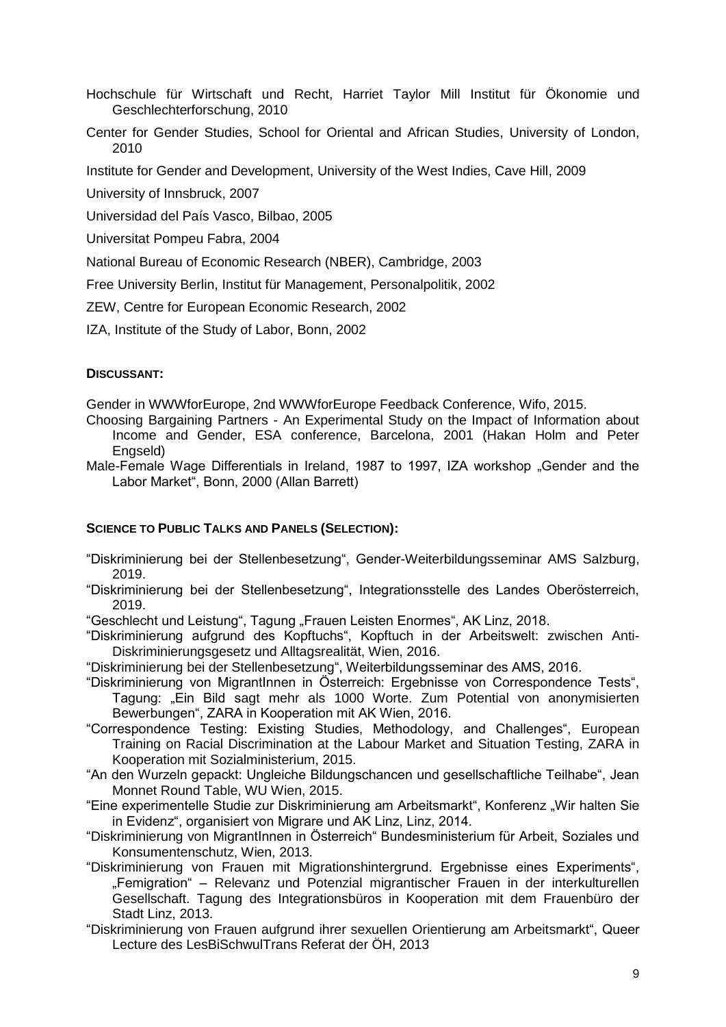Hochschule für Wirtschaft und Recht, Harriet Taylor Mill Institut für Ökonomie und Geschlechterforschung, 2010

Center for Gender Studies, School for Oriental and African Studies, University of London, 2010

Institute for Gender and Development, University of the West Indies, Cave Hill, 2009

University of Innsbruck, 2007

Universidad del País Vasco, Bilbao, 2005

Universitat Pompeu Fabra, 2004

National Bureau of Economic Research (NBER), Cambridge, 2003

Free University Berlin, Institut für Management, Personalpolitik, 2002

ZEW, Centre for European Economic Research, 2002

IZA, Institute of the Study of Labor, Bonn, 2002

### DISCUSSANT:

Gender in WWWforEurope, 2nd WWWforEurope Feedback Conference, Wifo, 2015.

Choosing Bargaining Partners - An Experimental Study on the Impact of Information about Income and Gender, ESA conference, Barcelona, 2001 (Hakan Holm and Peter Engseld)

Male-Female Wage Differentials in Ireland, 1987 to 1997, IZA workshop „Gender and the Labor Market", Bonn, 2000 (Allan Barrett)

### SCIENCE TO PUBLIC TALKS AND PANELS (SELECTION):

"Diskriminierung bei der Stellenbesetzung", Gender-Weiterbildungsseminar AMS Salzburg, 2019.

"Diskriminierung bei der Stellenbesetzung", Integrationsstelle des Landes Oberösterreich, 2019.

"Geschlecht und Leistung", Tagung „Frauen Leisten Enormes", AK Linz, 2018.

"Diskriminierung aufgrund des Kopftuchs", Kopftuch in der Arbeitswelt: zwischen Anti-Diskriminierungsgesetz und Alltagsrealität, Wien, 2016.

"Diskriminierung bei der Stellenbesetzung", Weiterbildungsseminar des AMS, 2016.

"Diskriminierung von MigrantInnen in Österreich: Ergebnisse von Correspondence Tests", Tagung: „Ein Bild sagt mehr als 1000 Worte. Zum Potential von anonymisierten Bewerbungen", ZARA in Kooperation mit AK Wien, 2016.

"Correspondence Testing: Existing Studies, Methodology, and Challenges", European Training on Racial Discrimination at the Labour Market and Situation Testing, ZARA in Kooperation mit Sozialministerium, 2015.

"An den Wurzeln gepackt: Ungleiche Bildungschancen und gesellschaftliche Teilhabe", Jean Monnet Round Table, WU Wien, 2015.

"Eine experimentelle Studie zur Diskriminierung am Arbeitsmarkt", Konferenz „Wir halten Sie in Evidenz", organisiert von Migrare und AK Linz, Linz, 2014.

"Diskriminierung von MigrantInnen in Österreich" Bundesministerium für Arbeit, Soziales und Konsumentenschutz, Wien, 2013.

"Diskriminierung von Frauen mit Migrationshintergrund. Ergebnisse eines Experiments", „Femigration" – Relevanz und Potenzial migrantischer Frauen in der interkulturellen Gesellschaft. Tagung des Integrationsbüros in Kooperation mit dem Frauenbüro der Stadt Linz, 2013.

"Diskriminierung von Frauen aufgrund ihrer sexuellen Orientierung am Arbeitsmarkt", Queer Lecture des LesBiSchwulTrans Referat der ÖH, 2013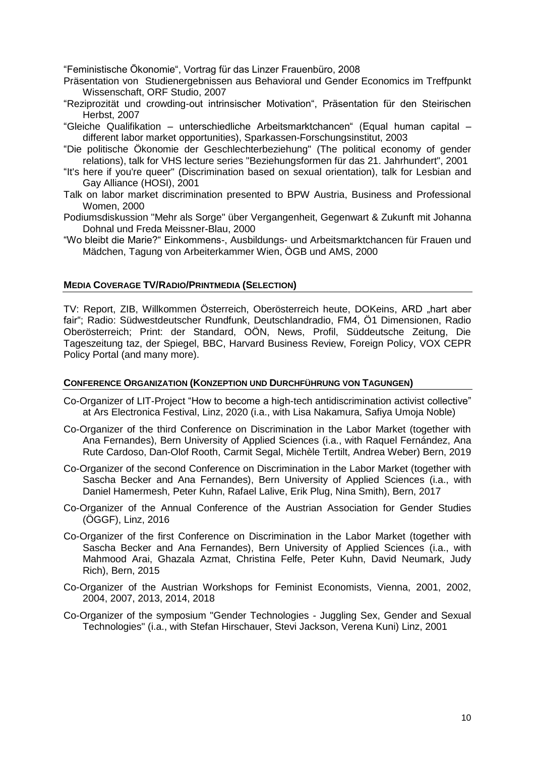"Feministische Ökonomie", Vortrag für das Linzer Frauenbüro, 2008

Präsentation von Studienergebnissen aus Behavioral und Gender Economics im Treffpunkt Wissenschaft, ORF Studio, 2007

"Reziprozität und crowding-out intrinsischer Motivation", Präsentation für den Steirischen Herbst, 2007

"Gleiche Qualifikation – unterschiedliche Arbeitsmarktchancen" (Equal human capital – different labor market opportunities), Sparkassen-Forschungsinstitut, 2003

"Die politische Ökonomie der Geschlechterbeziehung" (The political economy of gender relations), talk for VHS lecture series "Beziehungsformen für das 21. Jahrhundert", 2001

"It's here if you're queer" (Discrimination based on sexual orientation), talk for Lesbian and Gay Alliance (HOSI), 2001

Talk on labor market discrimination presented to BPW Austria, Business and Professional Women, 2000

Podiumsdiskussion "Mehr als Sorge" über Vergangenheit, Gegenwart & Zukunft mit Johanna Dohnal und Freda Meissner-Blau, 2000

"Wo bleibt die Marie?" Einkommens-, Ausbildungs- und Arbeitsmarktchancen für Frauen und Mädchen, Tagung von Arbeiterkammer Wien, ÖGB und AMS, 2000

## MEDIA COVERAGE TV/RADIO/PRINTMEDIA (SELECTION)

TV: Report, ZIB, Willkommen Österreich, Oberösterreich heute, DOKeins, ARD „hart aber fair"; Radio: Südwestdeutscher Rundfunk, Deutschlandradio, FM4, Ö1 Dimensionen, Radio Oberösterreich; Print: der Standard, OÖN, News, Profil, Süddeutsche Zeitung, Die Tageszeitung taz, der Spiegel, BBC, Harvard Business Review, Foreign Policy, VOX CEPR Policy Portal (and many more).

## CONFERENCE ORGANIZATION (KONZEPTION UND DURCHFÜHRUNG VON TAGUNGEN)

Co-Organizer of LIT-Project "How to become a high-tech antidiscrimination activist collective" at Ars Electronica Festival, Linz, 2020 (i.a., with Lisa Nakamura, Safiya Umoja Noble)

Co-Organizer of the third Conference on Discrimination in the Labor Market (together with Ana Fernandes), Bern University of Applied Sciences (i.a., with Raquel Fernández, Ana Rute Cardoso, Dan-Olof Rooth, Carmit Segal, Michèle Tertilt, Andrea Weber) Bern, 2019

Co-Organizer of the second Conference on Discrimination in the Labor Market (together with Sascha Becker and Ana Fernandes), Bern University of Applied Sciences (i.a., with Daniel Hamermesh, Peter Kuhn, Rafael Lalive, Erik Plug, Nina Smith), Bern, 2017

Co-Organizer of the Annual Conference of the Austrian Association for Gender Studies (ÖGGF), Linz, 2016

Co-Organizer of the first Conference on Discrimination in the Labor Market (together with Sascha Becker and Ana Fernandes), Bern University of Applied Sciences (i.a., with Mahmood Arai, Ghazala Azmat, Christina Felfe, Peter Kuhn, David Neumark, Judy Rich), Bern, 2015

Co-Organizer of the Austrian Workshops for Feminist Economists, Vienna, 2001, 2002, 2004, 2007, 2013, 2014, 2018

Co-Organizer of the symposium "Gender Technologies - Juggling Sex, Gender and Sexual Technologies" (i.a., with Stefan Hirschauer, Stevi Jackson, Verena Kuni) Linz, 2001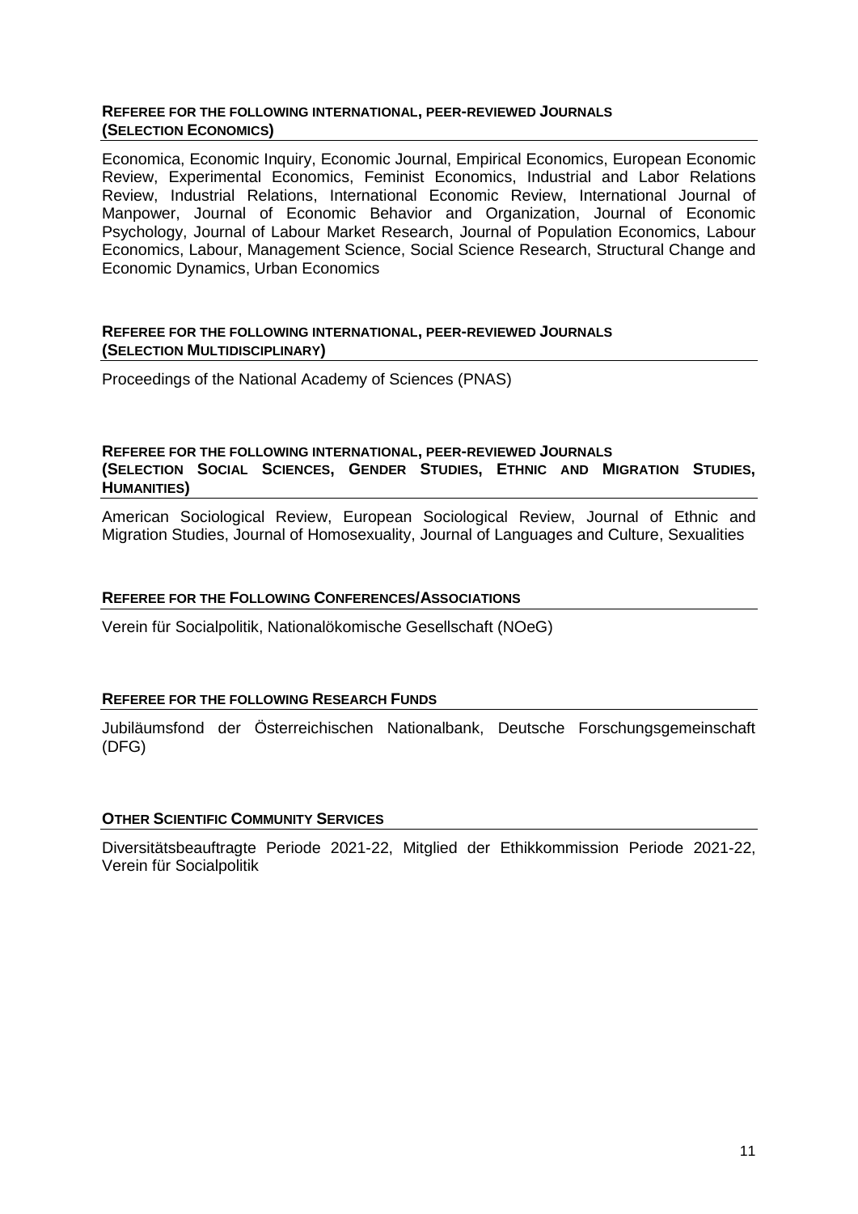## Referee for the following international, peer-reviewed Journals (Selection Economics)

Economica, Economic Inquiry, Economic Journal, Empirical Economics, European Economic Review, Experimental Economics, Feminist Economics, Industrial and Labor Relations Review, Industrial Relations, International Economic Review, International Journal of Manpower, Journal of Economic Behavior and Organization, Journal of Economic Psychology, Journal of Labour Market Research, Journal of Population Economics, Labour Economics, Labour, Management Science, Social Science Research, Structural Change and Economic Dynamics, Urban Economics

## Referee for the following international, peer-reviewed Journals (Selection Multidisciplinary)

Proceedings of the National Academy of Sciences (PNAS)

## Referee for the following international, peer-reviewed Journals (Selection Social Sciences, Gender Studies, Ethnic and Migration Studies, Humanities)

American Sociological Review, European Sociological Review, Journal of Ethnic and Migration Studies, Journal of Homosexuality, Journal of Languages and Culture, Sexualities

## Referee for the Following Conferences/Associations

Verein für Socialpolitik, Nationalökomische Gesellschaft (NOeG)

## Referee for the following Research Funds

Jubiläumsfond der Österreichischen Nationalbank, Deutsche Forschungsgemeinschaft (DFG)

## Other Scientific Community Services

Diversitätsbeauftragte Periode 2021-22, Mitglied der Ethikkommission Periode 2021-22, Verein für Socialpolitik